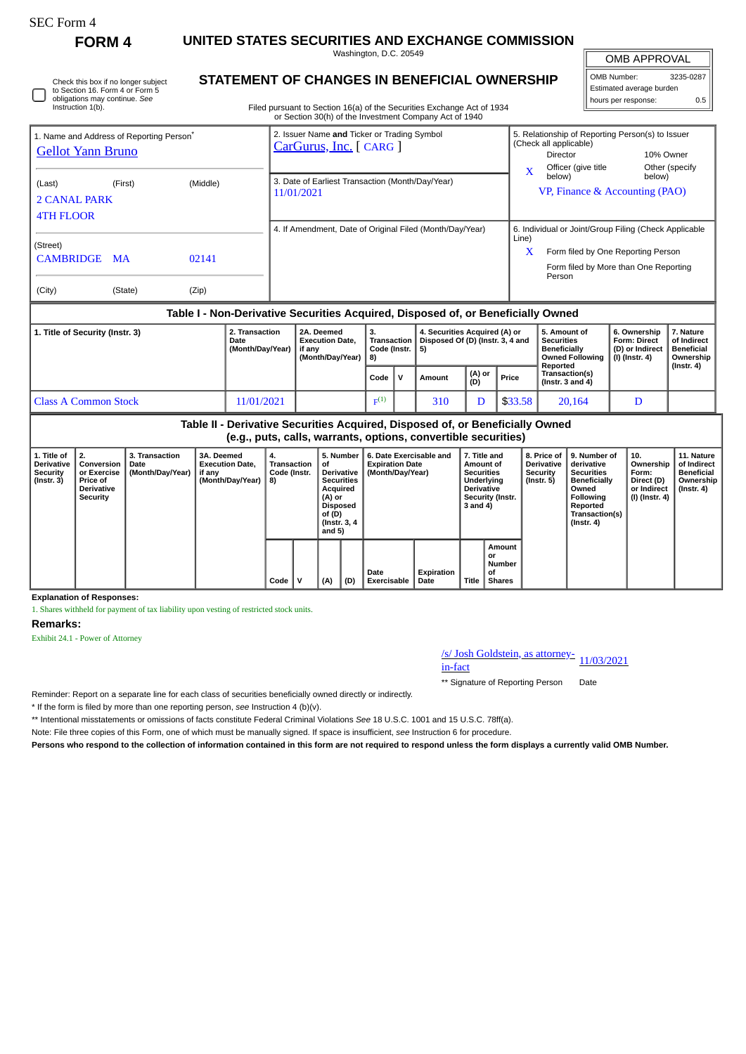SEC Form 4

# FORM 4

## UNITED STATES SECURITIES AND EXCHANGE COMMISSION

Washington, D.C. 20549

## STATEMENT OF CHANGES IN BENEFICIAL OWNERSHIP

Filed pursuant to Section 16(a) of the Securities Exchange Act of 1934 or Section 30(h) of the Investment Company Act of 1940

| OMB APPROVAL | |
|---|---|
| OMB Number: | 3235-0287 |
| Estimated average burden | |
| hours per response: | 0.5 |

☐ Check this box if no longer subject to Section 16. Form 4 or Form 5 obligations may continue. *See* Instruction 1(b).

**1. Name and Address of Reporting Person***

Gellot Yann Bruno

(Last) (First) (Middle)

2 CANAL PARK
4TH FLOOR

(Street)

CAMBRIDGE MA 02141

(City) (State) (Zip)

**2. Issuer Name and Ticker or Trading Symbol**

CarGurus, Inc. [ CARG ]

**3. Date of Earliest Transaction (Month/Day/Year)**

11/01/2021

**4. If Amendment, Date of Original Filed (Month/Day/Year)**

**5. Relationship of Reporting Person(s) to Issuer (Check all applicable)**

Director | 10% Owner
X Officer (give title below) | Other (specify below)

VP, Finance & Accounting (PAO)

**6. Individual or Joint/Group Filing (Check Applicable Line)**

X Form filed by One Reporting Person
Form filed by More than One Reporting Person

### Table I - Non-Derivative Securities Acquired, Disposed of, or Beneficially Owned

| 1. Title of Security (Instr. 3) | 2. Transaction Date (Month/Day/Year) | 2A. Deemed Execution Date, if any (Month/Day/Year) | 3. Transaction Code (Instr. 8) | | 4. Securities Acquired (A) or Disposed Of (D) (Instr. 3, 4 and 5) | | | 5. Amount of Securities Beneficially Owned Following Reported Transaction(s) (Instr. 3 and 4) | 6. Ownership Form: Direct (D) or Indirect (I) (Instr. 4) | 7. Nature of Indirect Beneficial Ownership (Instr. 4) |
|---|---|---|---|---|---|---|---|---|---|---|
| | | | Code | V | Amount | (A) or (D) | Price | | | |
| Class A Common Stock | 11/01/2021 | | F[(1)] | | 310 | D | $33.58 | 20,164 | D | |

### Table II - Derivative Securities Acquired, Disposed of, or Beneficially Owned (e.g., puts, calls, warrants, options, convertible securities)

| 1. Title of Derivative Security (Instr. 3) | 2. Conversion or Exercise Price of Derivative Security | 3. Transaction Date (Month/Day/Year) | 3A. Deemed Execution Date, if any (Month/Day/Year) | 4. Transaction Code (Instr. 8) | | 5. Number of Derivative Securities Acquired (A) or Disposed of (D) (Instr. 3, 4 and 5) | | 6. Date Exercisable and Expiration Date (Month/Day/Year) | | 7. Title and Amount of Securities Underlying Derivative Security (Instr. 3 and 4) | | 8. Price of Derivative Security (Instr. 5) | 9. Number of derivative Securities Beneficially Owned Following Reported Transaction(s) (Instr. 4) | 10. Ownership Form: Direct (D) or Indirect (I) (Instr. 4) | 11. Nature of Indirect Beneficial Ownership (Instr. 4) |
|---|---|---|---|---|---|---|---|---|---|---|---|---|---|---|---|
| | | | | Code | V | (A) | (D) | Date Exercisable | Expiration Date | Title | Amount or Number of Shares | | | | |

**Explanation of Responses:**

1. Shares withheld for payment of tax liability upon vesting of restricted stock units.

**Remarks:**

Exhibit 24.1 - Power of Attorney

/s/ Josh Goldstein, as attorney-in-fact | 11/03/2021

** Signature of Reporting Person | Date

Reminder: Report on a separate line for each class of securities beneficially owned directly or indirectly.

* If the form is filed by more than one reporting person, *see* Instruction 4 (b)(v).

** Intentional misstatements or omissions of facts constitute Federal Criminal Violations *See* 18 U.S.C. 1001 and 15 U.S.C. 78ff(a).

Note: File three copies of this Form, one of which must be manually signed. If space is insufficient, *see* Instruction 6 for procedure.

**Persons who respond to the collection of information contained in this form are not required to respond unless the form displays a currently valid OMB Number.**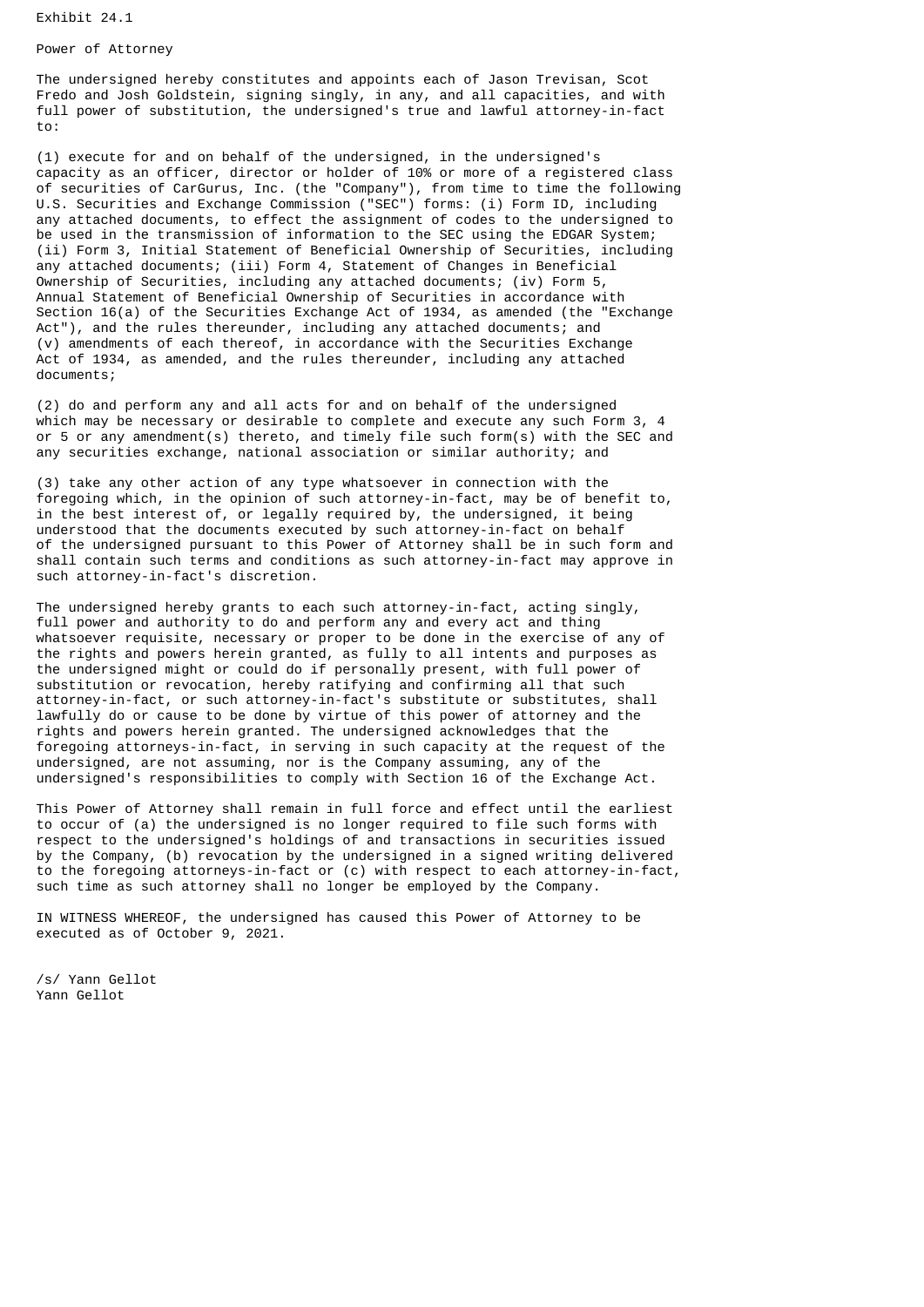Exhibit 24.1

Power of Attorney

The undersigned hereby constitutes and appoints each of Jason Trevisan, Scot Fredo and Josh Goldstein, signing singly, in any, and all capacities, and with full power of substitution, the undersigned's true and lawful attorney-in-fact to:

(1) execute for and on behalf of the undersigned, in the undersigned's capacity as an officer, director or holder of 10% or more of a registered class of securities of CarGurus, Inc. (the "Company"), from time to time the following U.S. Securities and Exchange Commission ("SEC") forms: (i) Form ID, including any attached documents, to effect the assignment of codes to the undersigned to be used in the transmission of information to the SEC using the EDGAR System; (ii) Form 3, Initial Statement of Beneficial Ownership of Securities, including any attached documents; (iii) Form 4, Statement of Changes in Beneficial Ownership of Securities, including any attached documents; (iv) Form 5, Annual Statement of Beneficial Ownership of Securities in accordance with Section 16(a) of the Securities Exchange Act of 1934, as amended (the "Exchange Act"), and the rules thereunder, including any attached documents; and (v) amendments of each thereof, in accordance with the Securities Exchange Act of 1934, as amended, and the rules thereunder, including any attached documents;

(2) do and perform any and all acts for and on behalf of the undersigned which may be necessary or desirable to complete and execute any such Form 3, 4 or 5 or any amendment(s) thereto, and timely file such form(s) with the SEC and any securities exchange, national association or similar authority; and

(3) take any other action of any type whatsoever in connection with the foregoing which, in the opinion of such attorney-in-fact, may be of benefit to, in the best interest of, or legally required by, the undersigned, it being understood that the documents executed by such attorney-in-fact on behalf of the undersigned pursuant to this Power of Attorney shall be in such form and shall contain such terms and conditions as such attorney-in-fact may approve in such attorney-in-fact's discretion.

The undersigned hereby grants to each such attorney-in-fact, acting singly, full power and authority to do and perform any and every act and thing whatsoever requisite, necessary or proper to be done in the exercise of any of the rights and powers herein granted, as fully to all intents and purposes as the undersigned might or could do if personally present, with full power of substitution or revocation, hereby ratifying and confirming all that such attorney-in-fact, or such attorney-in-fact's substitute or substitutes, shall lawfully do or cause to be done by virtue of this power of attorney and the rights and powers herein granted. The undersigned acknowledges that the foregoing attorneys-in-fact, in serving in such capacity at the request of the undersigned, are not assuming, nor is the Company assuming, any of the undersigned's responsibilities to comply with Section 16 of the Exchange Act.

This Power of Attorney shall remain in full force and effect until the earliest to occur of (a) the undersigned is no longer required to file such forms with respect to the undersigned's holdings of and transactions in securities issued by the Company, (b) revocation by the undersigned in a signed writing delivered to the foregoing attorneys-in-fact or (c) with respect to each attorney-in-fact, such time as such attorney shall no longer be employed by the Company.

IN WITNESS WHEREOF, the undersigned has caused this Power of Attorney to be executed as of October 9, 2021.

/s/ Yann Gellot
Yann Gellot